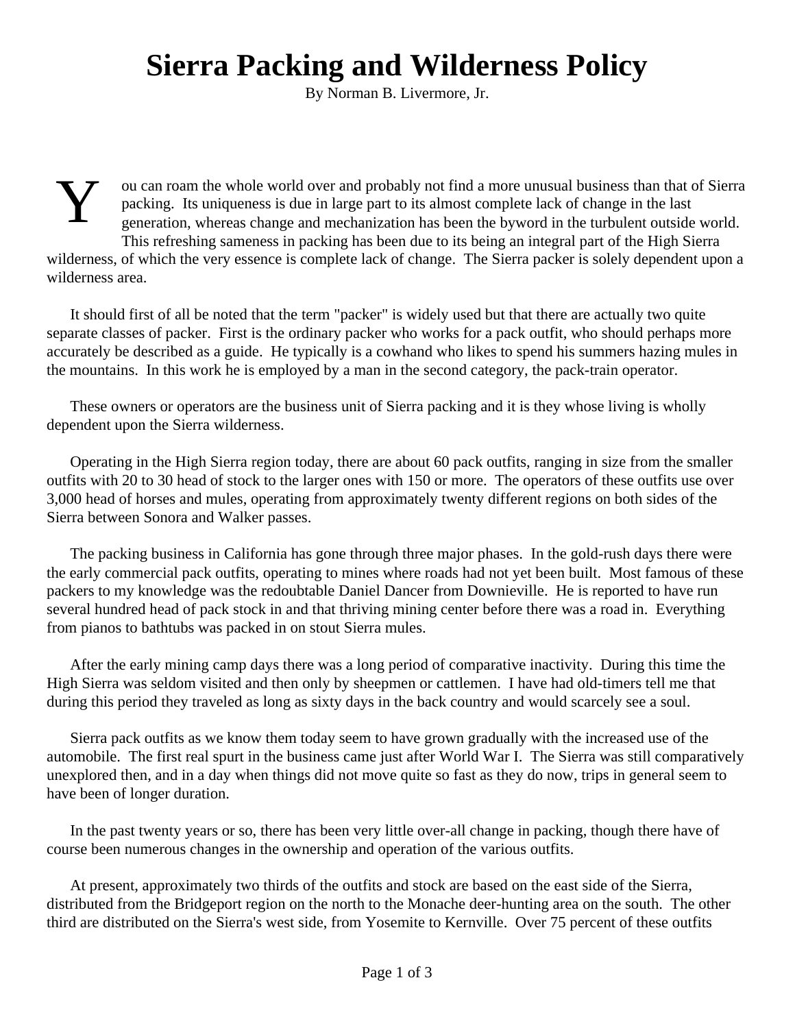# Sierra Packing and Wilderness Policy

By Norman B. Livermore, Jr.

You can roam the whole world over and probably not find a more unusual business than that of Sierra packing. Its uniqueness is due in large part to its almost complete lack of change in the last generation, whereas change and mechanization has been the byword in the turbulent outside world. This refreshing sameness in packing has been due to its being an integral part of the High Sierra wilderness, of which the very essence is complete lack of change. The Sierra packer is solely dependent upon a wilderness area.

It should first of all be noted that the term "packer" is widely used but that there are actually two quite separate classes of packer. First is the ordinary packer who works for a pack outfit, who should perhaps more accurately be described as a guide. He typically is a cowhand who likes to spend his summers hazing mules in the mountains. In this work he is employed by a man in the second category, the pack-train operator.

These owners or operators are the business unit of Sierra packing and it is they whose living is wholly dependent upon the Sierra wilderness.

Operating in the High Sierra region today, there are about 60 pack outfits, ranging in size from the smaller outfits with 20 to 30 head of stock to the larger ones with 150 or more. The operators of these outfits use over 3,000 head of horses and mules, operating from approximately twenty different regions on both sides of the Sierra between Sonora and Walker passes.

The packing business in California has gone through three major phases. In the gold-rush days there were the early commercial pack outfits, operating to mines where roads had not yet been built. Most famous of these packers to my knowledge was the redoubtable Daniel Dancer from Downieville. He is reported to have run several hundred head of pack stock in and that thriving mining center before there was a road in. Everything from pianos to bathtubs was packed in on stout Sierra mules.

After the early mining camp days there was a long period of comparative inactivity. During this time the High Sierra was seldom visited and then only by sheepmen or cattlemen. I have had old-timers tell me that during this period they traveled as long as sixty days in the back country and would scarcely see a soul.

Sierra pack outfits as we know them today seem to have grown gradually with the increased use of the automobile. The first real spurt in the business came just after World War I. The Sierra was still comparatively unexplored then, and in a day when things did not move quite so fast as they do now, trips in general seem to have been of longer duration.

In the past twenty years or so, there has been very little over-all change in packing, though there have of course been numerous changes in the ownership and operation of the various outfits.

At present, approximately two thirds of the outfits and stock are based on the east side of the Sierra, distributed from the Bridgeport region on the north to the Monache deer-hunting area on the south. The other third are distributed on the Sierra's west side, from Yosemite to Kernville. Over 75 percent of these outfits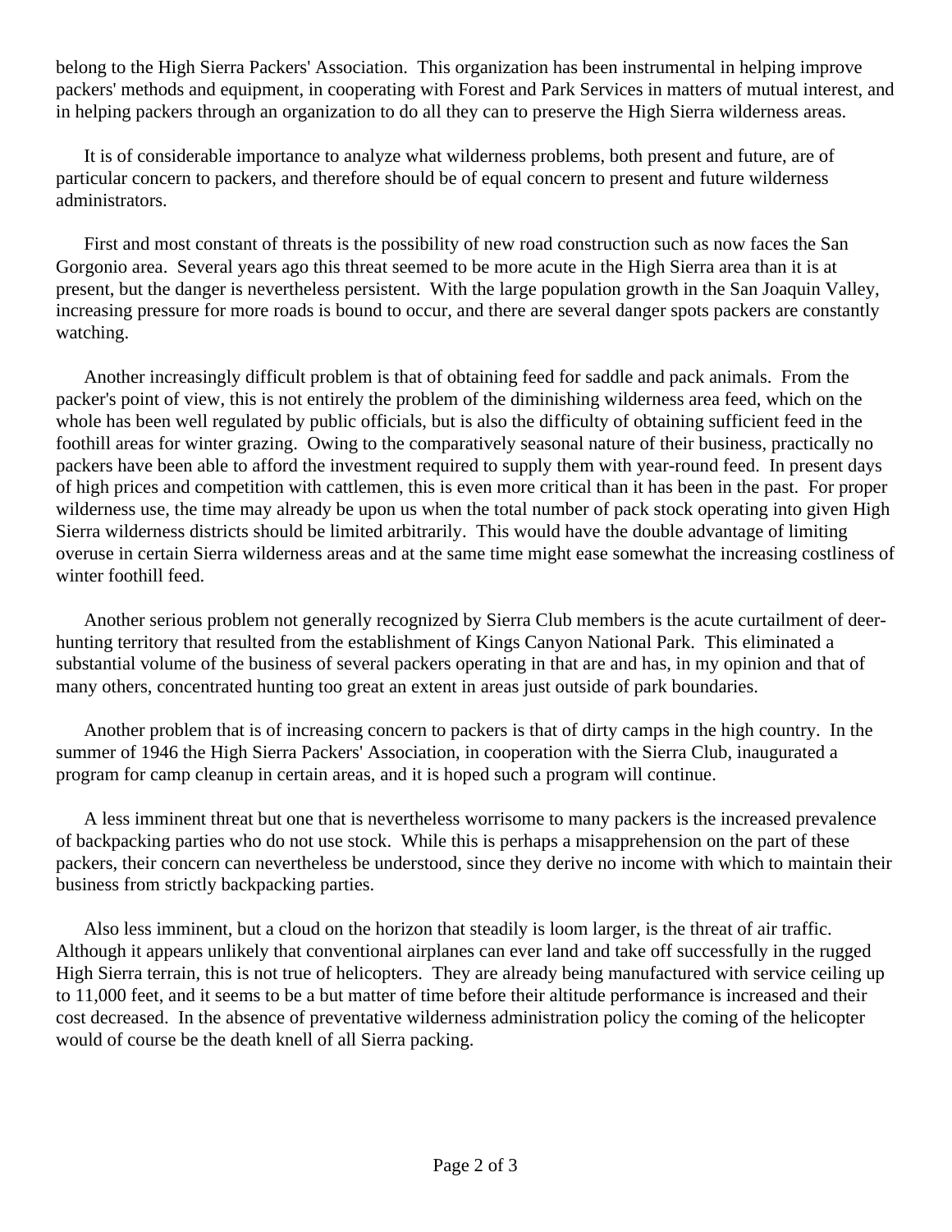belong to the High Sierra Packers' Association. This organization has been instrumental in helping improve packers' methods and equipment, in cooperating with Forest and Park Services in matters of mutual interest, and in helping packers through an organization to do all they can to preserve the High Sierra wilderness areas.

It is of considerable importance to analyze what wilderness problems, both present and future, are of particular concern to packers, and therefore should be of equal concern to present and future wilderness administrators.

First and most constant of threats is the possibility of new road construction such as now faces the San Gorgonio area. Several years ago this threat seemed to be more acute in the High Sierra area than it is at present, but the danger is nevertheless persistent. With the large population growth in the San Joaquin Valley, increasing pressure for more roads is bound to occur, and there are several danger spots packers are constantly watching.

Another increasingly difficult problem is that of obtaining feed for saddle and pack animals. From the packer's point of view, this is not entirely the problem of the diminishing wilderness area feed, which on the whole has been well regulated by public officials, but is also the difficulty of obtaining sufficient feed in the foothill areas for winter grazing. Owing to the comparatively seasonal nature of their business, practically no packers have been able to afford the investment required to supply them with year-round feed. In present days of high prices and competition with cattlemen, this is even more critical than it has been in the past. For proper wilderness use, the time may already be upon us when the total number of pack stock operating into given High Sierra wilderness districts should be limited arbitrarily. This would have the double advantage of limiting overuse in certain Sierra wilderness areas and at the same time might ease somewhat the increasing costliness of winter foothill feed.

Another serious problem not generally recognized by Sierra Club members is the acute curtailment of deer-hunting territory that resulted from the establishment of Kings Canyon National Park. This eliminated a substantial volume of the business of several packers operating in that are and has, in my opinion and that of many others, concentrated hunting too great an extent in areas just outside of park boundaries.

Another problem that is of increasing concern to packers is that of dirty camps in the high country. In the summer of 1946 the High Sierra Packers' Association, in cooperation with the Sierra Club, inaugurated a program for camp cleanup in certain areas, and it is hoped such a program will continue.

A less imminent threat but one that is nevertheless worrisome to many packers is the increased prevalence of backpacking parties who do not use stock. While this is perhaps a misapprehension on the part of these packers, their concern can nevertheless be understood, since they derive no income with which to maintain their business from strictly backpacking parties.

Also less imminent, but a cloud on the horizon that steadily is loom larger, is the threat of air traffic. Although it appears unlikely that conventional airplanes can ever land and take off successfully in the rugged High Sierra terrain, this is not true of helicopters. They are already being manufactured with service ceiling up to 11,000 feet, and it seems to be a but matter of time before their altitude performance is increased and their cost decreased. In the absence of preventative wilderness administration policy the coming of the helicopter would of course be the death knell of all Sierra packing.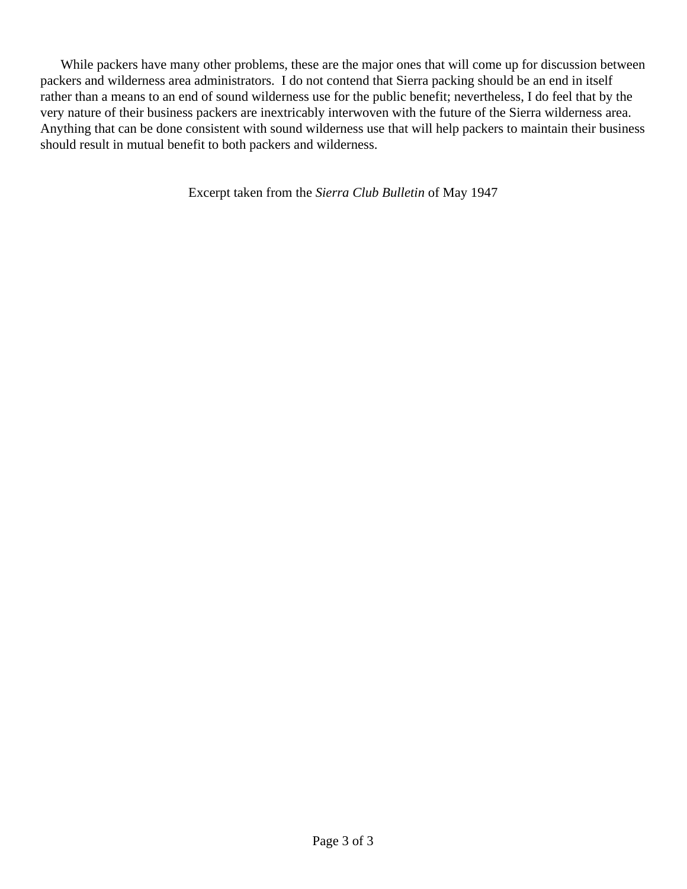While packers have many other problems, these are the major ones that will come up for discussion between packers and wilderness area administrators. I do not contend that Sierra packing should be an end in itself rather than a means to an end of sound wilderness use for the public benefit; nevertheless, I do feel that by the very nature of their business packers are inextricably interwoven with the future of the Sierra wilderness area. Anything that can be done consistent with sound wilderness use that will help packers to maintain their business should result in mutual benefit to both packers and wilderness.

Excerpt taken from the *Sierra Club Bulletin* of May 1947